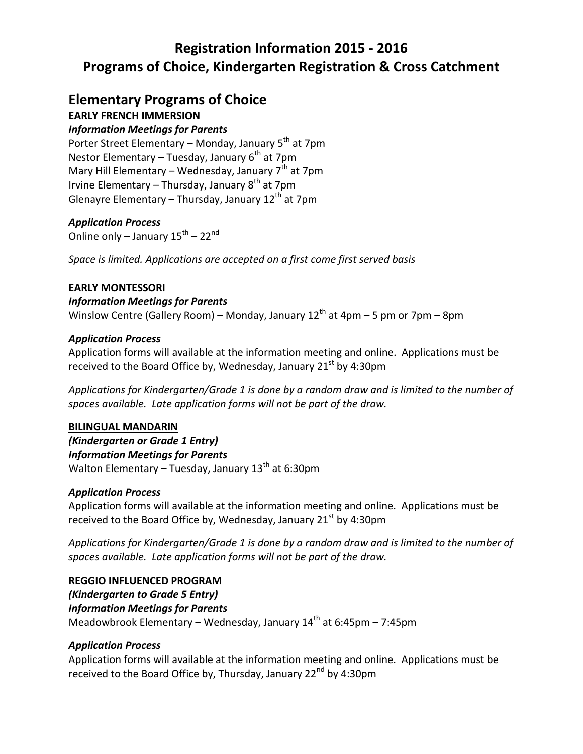# Registration Information 2015 - 2016
# Programs of Choice, Kindergarten Registration & Cross Catchment

## Elementary Programs of Choice

**EARLY FRENCH IMMERSION**

***Information Meetings for Parents***

Porter Street Elementary – Monday, January 5th at 7pm
Nestor Elementary – Tuesday, January 6th at 7pm
Mary Hill Elementary – Wednesday, January 7th at 7pm
Irvine Elementary – Thursday, January 8th at 7pm
Glenayre Elementary – Thursday, January 12th at 7pm

***Application Process***

Online only – January 15th – 22nd

*Space is limited. Applications are accepted on a first come first served basis*

**EARLY MONTESSORI**

***Information Meetings for Parents***

Winslow Centre (Gallery Room) – Monday, January 12th at 4pm – 5 pm or 7pm – 8pm

***Application Process***

Application forms will available at the information meeting and online. Applications must be received to the Board Office by, Wednesday, January 21st by 4:30pm

*Applications for Kindergarten/Grade 1 is done by a random draw and is limited to the number of spaces available. Late application forms will not be part of the draw.*

**BILINGUAL MANDARIN**

***(Kindergarten or Grade 1 Entry)***

***Information Meetings for Parents***

Walton Elementary – Tuesday, January 13th at 6:30pm

***Application Process***

Application forms will available at the information meeting and online. Applications must be received to the Board Office by, Wednesday, January 21st by 4:30pm

*Applications for Kindergarten/Grade 1 is done by a random draw and is limited to the number of spaces available. Late application forms will not be part of the draw.*

**REGGIO INFLUENCED PROGRAM**

***(Kindergarten to Grade 5 Entry)***

***Information Meetings for Parents***

Meadowbrook Elementary – Wednesday, January 14th at 6:45pm – 7:45pm

***Application Process***

Application forms will available at the information meeting and online. Applications must be received to the Board Office by, Thursday, January 22nd by 4:30pm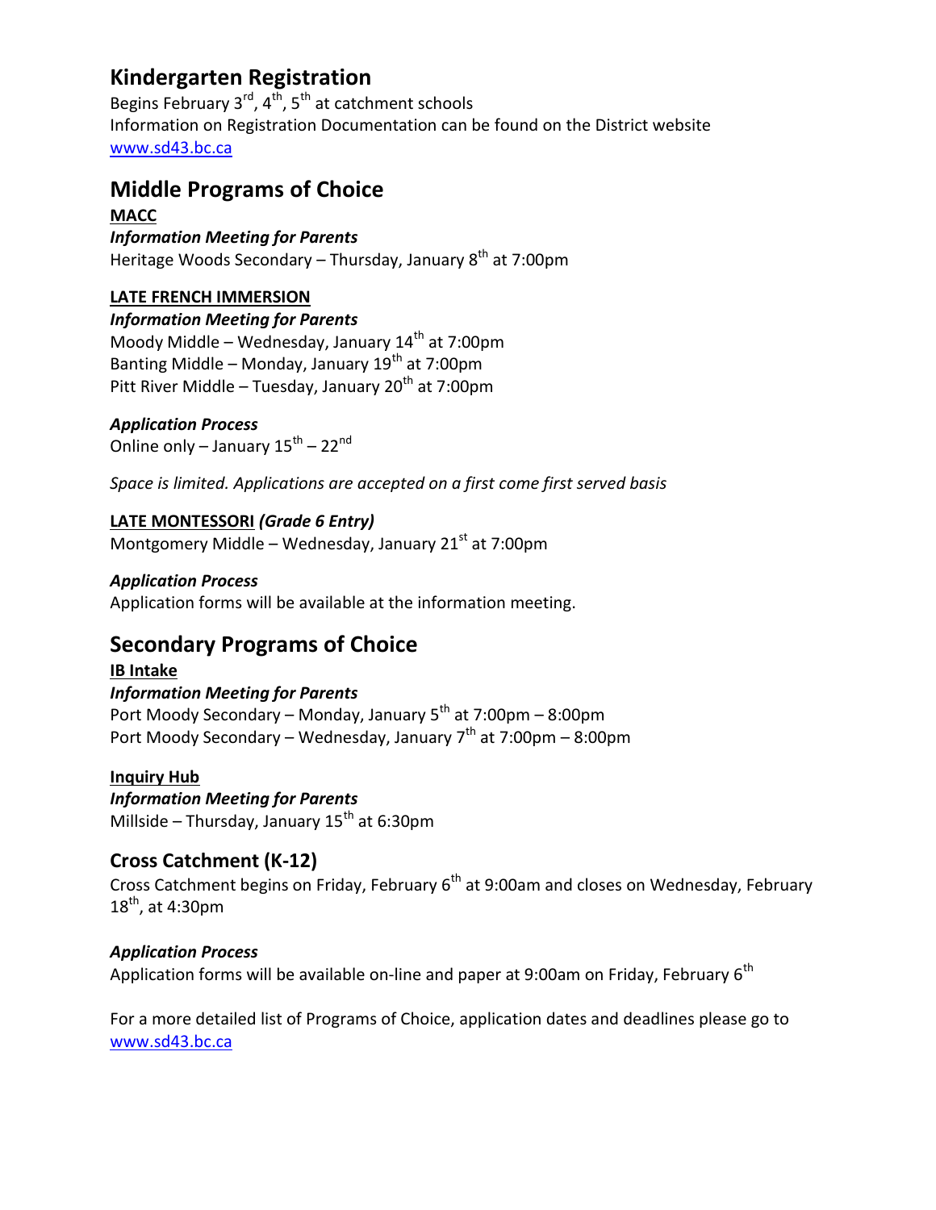## Kindergarten Registration

Begins February 3rd, 4th, 5th at catchment schools
Information on Registration Documentation can be found on the District website
www.sd43.bc.ca

## Middle Programs of Choice

**MACC**

***Information Meeting for Parents***
Heritage Woods Secondary – Thursday, January 8th at 7:00pm

**LATE FRENCH IMMERSION**

***Information Meeting for Parents***
Moody Middle – Wednesday, January 14th at 7:00pm
Banting Middle – Monday, January 19th at 7:00pm
Pitt River Middle – Tuesday, January 20th at 7:00pm

***Application Process***
Online only – January 15th – 22nd

*Space is limited. Applications are accepted on a first come first served basis*

**LATE MONTESSORI** ***(Grade 6 Entry)***
Montgomery Middle – Wednesday, January 21st at 7:00pm

***Application Process***
Application forms will be available at the information meeting.

## Secondary Programs of Choice

**IB Intake**

***Information Meeting for Parents***
Port Moody Secondary – Monday, January 5th at 7:00pm – 8:00pm
Port Moody Secondary – Wednesday, January 7th at 7:00pm – 8:00pm

**Inquiry Hub**

***Information Meeting for Parents***
Millside – Thursday, January 15th at 6:30pm

### Cross Catchment (K-12)

Cross Catchment begins on Friday, February 6th at 9:00am and closes on Wednesday, February 18th, at 4:30pm

***Application Process***
Application forms will be available on-line and paper at 9:00am on Friday, February 6th

For a more detailed list of Programs of Choice, application dates and deadlines please go to www.sd43.bc.ca